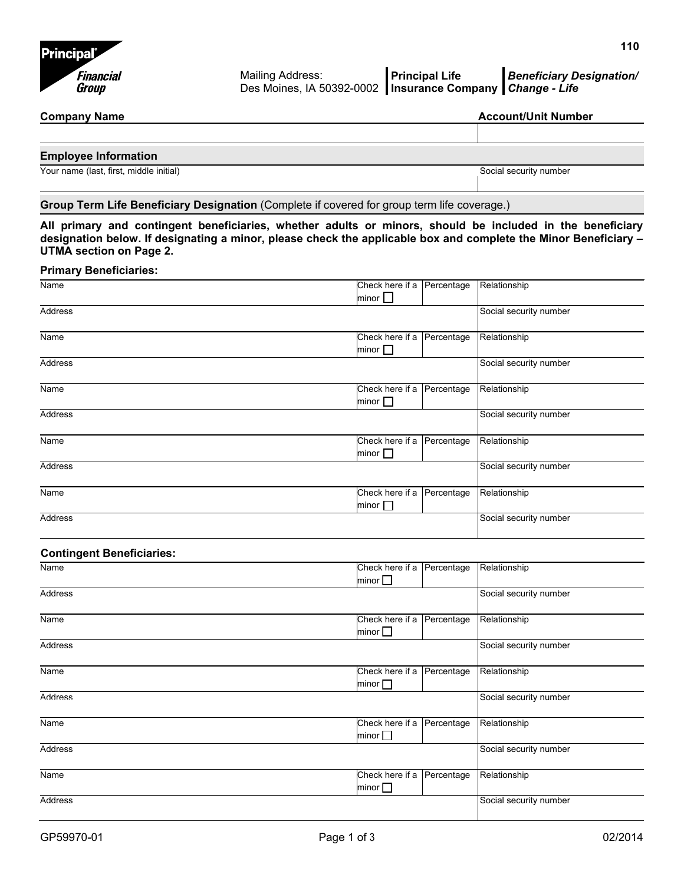Principal Financial Group

110

Mailing Address:
Des Moines, IA 50392-0002

**Principal Life Insurance Company**

***Beneficiary Designation/ Change - Life***

| **Company Name** | **Account/Unit Number** |
|---|---|
| | |

## Employee Information

| Your name (last, first, middle initial) | Social security number |
|---|---|
| | |

## Group Term Life Beneficiary Designation (Complete if covered for group term life coverage.)

**All primary and contingent beneficiaries, whether adults or minors, should be included in the beneficiary designation below. If designating a minor, please check the applicable box and complete the Minor Beneficiary – UTMA section on Page 2.**

### Primary Beneficiaries:

| Name | Check here if a minor ☐ | Percentage | Relationship |
|---|---|---|---|
| Address | | | Social security number |
| Name | Check here if a minor ☐ | Percentage | Relationship |
| Address | | | Social security number |
| Name | Check here if a minor ☐ | Percentage | Relationship |
| Address | | | Social security number |
| Name | Check here if a minor ☐ | Percentage | Relationship |
| Address | | | Social security number |
| Name | Check here if a minor ☐ | Percentage | Relationship |
| Address | | | Social security number |

### Contingent Beneficiaries:

| Name | Check here if a minor ☐ | Percentage | Relationship |
|---|---|---|---|
| Address | | | Social security number |
| Name | Check here if a minor ☐ | Percentage | Relationship |
| Address | | | Social security number |
| Name | Check here if a minor ☐ | Percentage | Relationship |
| Address | | | Social security number |
| Name | Check here if a minor ☐ | Percentage | Relationship |
| Address | | | Social security number |
| Name | Check here if a minor ☐ | Percentage | Relationship |
| Address | | | Social security number |

GP59970-01 02/2014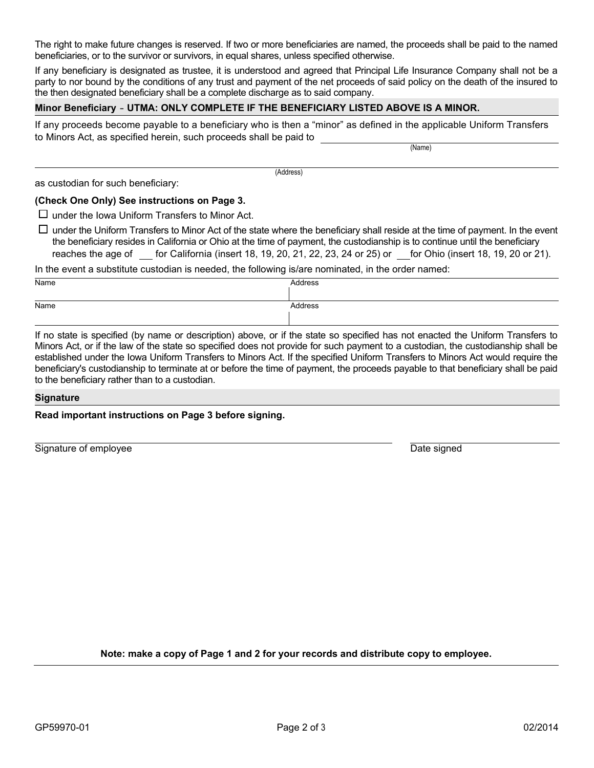The right to make future changes is reserved. If two or more beneficiaries are named, the proceeds shall be paid to the named beneficiaries, or to the survivor or survivors, in equal shares, unless specified otherwise.

If any beneficiary is designated as trustee, it is understood and agreed that Principal Life Insurance Company shall not be a party to nor bound by the conditions of any trust and payment of the net proceeds of said policy on the death of the insured to the then designated beneficiary shall be a complete discharge as to said company.

## Minor Beneficiary - UTMA: ONLY COMPLETE IF THE BENEFICIARY LISTED ABOVE IS A MINOR.

If any proceeds become payable to a beneficiary who is then a "minor" as defined in the applicable Uniform Transfers to Minors Act, as specified herein, such proceeds shall be paid to ______________________________
(Name)

______________________________________________________________________
(Address)

as custodian for such beneficiary:

**(Check One Only) See instructions on Page 3.**

- ☐ under the Iowa Uniform Transfers to Minor Act.
- ☐ under the Uniform Transfers to Minor Act of the state where the beneficiary shall reside at the time of payment. In the event the beneficiary resides in California or Ohio at the time of payment, the custodianship is to continue until the beneficiary reaches the age of ___ for California (insert 18, 19, 20, 21, 22, 23, 24 or 25) or ___ for Ohio (insert 18, 19, 20 or 21).

In the event a substitute custodian is needed, the following is/are nominated, in the order named:

| Name | Address |
|---|---|
| | |
| Name | Address |
| | |

If no state is specified (by name or description) above, or if the state so specified has not enacted the Uniform Transfers to Minors Act, or if the law of the state so specified does not provide for such payment to a custodian, the custodianship shall be established under the Iowa Uniform Transfers to Minors Act. If the specified Uniform Transfers to Minors Act would require the beneficiary's custodianship to terminate at or before the time of payment, the proceeds payable to that beneficiary shall be paid to the beneficiary rather than to a custodian.

## Signature

**Read important instructions on Page 3 before signing.**

______________________________________ ____________________

Signature of employee Date signed

**Note: make a copy of Page 1 and 2 for your records and distribute copy to employee.**

GP59970-01 02/2014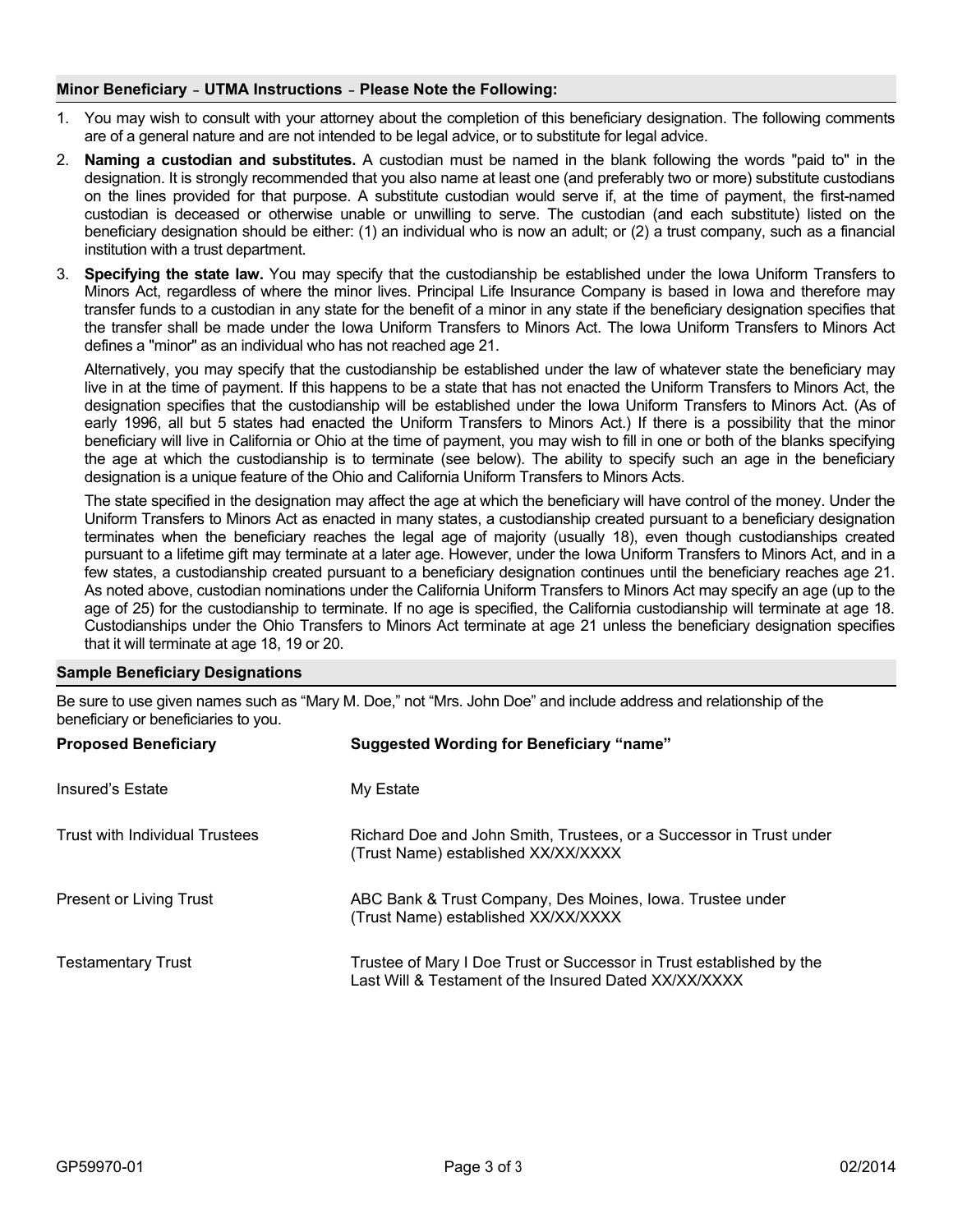## Minor Beneficiary – UTMA Instructions – Please Note the Following:

1. You may wish to consult with your attorney about the completion of this beneficiary designation. The following comments are of a general nature and are not intended to be legal advice, or to substitute for legal advice.
2. **Naming a custodian and substitutes.** A custodian must be named in the blank following the words "paid to" in the designation. It is strongly recommended that you also name at least one (and preferably two or more) substitute custodians on the lines provided for that purpose. A substitute custodian would serve if, at the time of payment, the first-named custodian is deceased or otherwise unable or unwilling to serve. The custodian (and each substitute) listed on the beneficiary designation should be either: (1) an individual who is now an adult; or (2) a trust company, such as a financial institution with a trust department.
3. **Specifying the state law.** You may specify that the custodianship be established under the Iowa Uniform Transfers to Minors Act, regardless of where the minor lives. Principal Life Insurance Company is based in Iowa and therefore may transfer funds to a custodian in any state for the benefit of a minor in any state if the beneficiary designation specifies that the transfer shall be made under the Iowa Uniform Transfers to Minors Act. The Iowa Uniform Transfers to Minors Act defines a "minor" as an individual who has not reached age 21.

   Alternatively, you may specify that the custodianship be established under the law of whatever state the beneficiary may live in at the time of payment. If this happens to be a state that has not enacted the Uniform Transfers to Minors Act, the designation specifies that the custodianship will be established under the Iowa Uniform Transfers to Minors Act. (As of early 1996, all but 5 states had enacted the Uniform Transfers to Minors Act.) If there is a possibility that the minor beneficiary will live in California or Ohio at the time of payment, you may wish to fill in one or both of the blanks specifying the age at which the custodianship is to terminate (see below). The ability to specify such an age in the beneficiary designation is a unique feature of the Ohio and California Uniform Transfers to Minors Acts.

   The state specified in the designation may affect the age at which the beneficiary will have control of the money. Under the Uniform Transfers to Minors Act as enacted in many states, a custodianship created pursuant to a beneficiary designation terminates when the beneficiary reaches the legal age of majority (usually 18), even though custodianships created pursuant to a lifetime gift may terminate at a later age. However, under the Iowa Uniform Transfers to Minors Act, and in a few states, a custodianship created pursuant to a beneficiary designation continues until the beneficiary reaches age 21. As noted above, custodian nominations under the California Uniform Transfers to Minors Act may specify an age (up to the age of 25) for the custodianship to terminate. If no age is specified, the California custodianship will terminate at age 18. Custodianships under the Ohio Transfers to Minors Act terminate at age 21 unless the beneficiary designation specifies that it will terminate at age 18, 19 or 20.

## Sample Beneficiary Designations

Be sure to use given names such as "Mary M. Doe," not "Mrs. John Doe" and include address and relationship of the beneficiary or beneficiaries to you.

| Proposed Beneficiary | Suggested Wording for Beneficiary "name" |
| --- | --- |
| Insured's Estate | My Estate |
| Trust with Individual Trustees | Richard Doe and John Smith, Trustees, or a Successor in Trust under (Trust Name) established XX/XX/XXXX |
| Present or Living Trust | ABC Bank & Trust Company, Des Moines, Iowa. Trustee under (Trust Name) established XX/XX/XXXX |
| Testamentary Trust | Trustee of Mary I Doe Trust or Successor in Trust established by the Last Will & Testament of the Insured Dated XX/XX/XXXX |

GP59970-01 02/2014